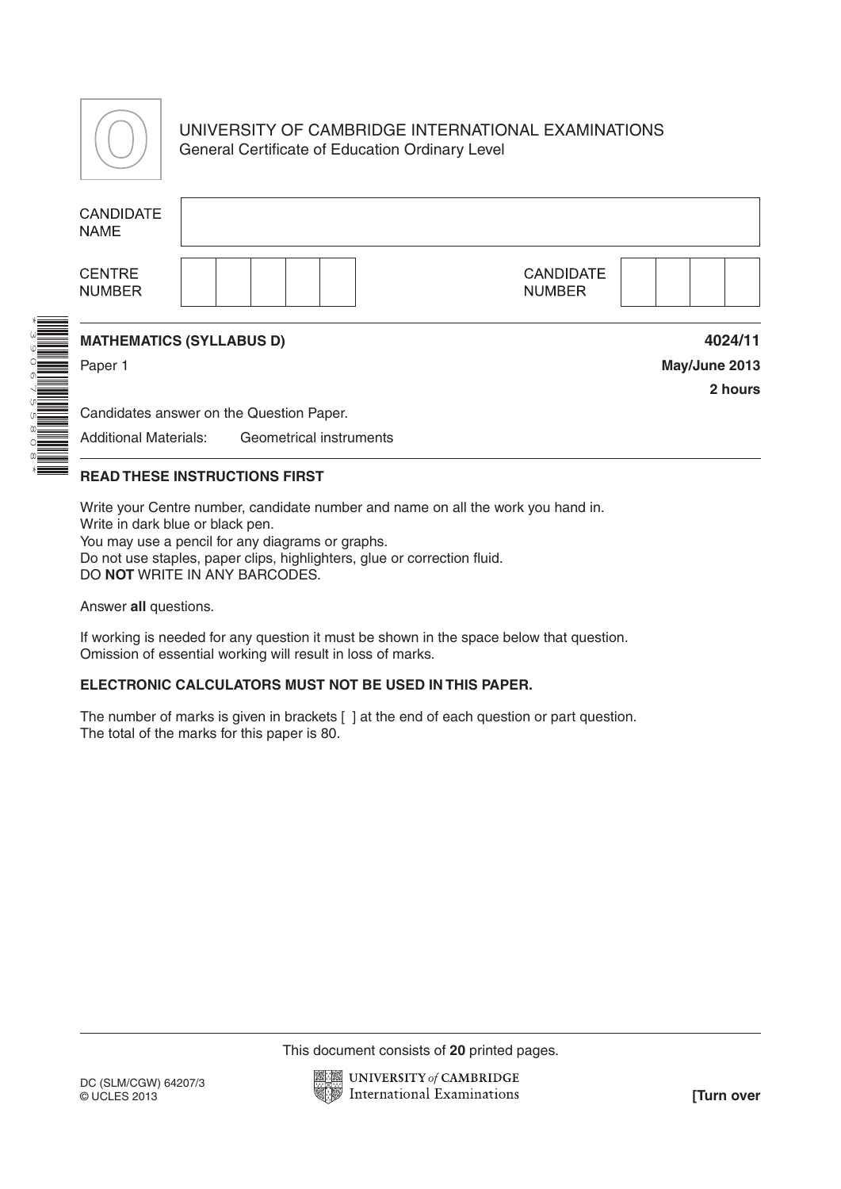UNIVERSITY OF CAMBRIDGE INTERNATIONAL EXAMINATIONS
General Certificate of Education Ordinary Level

| | | | |
|---|---|---|---|
| CANDIDATE NAME | | | |
| CENTRE NUMBER | | CANDIDATE NUMBER | |

**MATHEMATICS (SYLLABUS D)** **4024/11**

Paper 1 **May/June 2013**

**2 hours**

Candidates answer on the Question Paper.

Additional Materials: Geometrical instruments

**READ THESE INSTRUCTIONS FIRST**

Write your Centre number, candidate number and name on all the work you hand in.
Write in dark blue or black pen.
You may use a pencil for any diagrams or graphs.
Do not use staples, paper clips, highlighters, glue or correction fluid.
DO **NOT** WRITE IN ANY BARCODES.

Answer **all** questions.

If working is needed for any question it must be shown in the space below that question.
Omission of essential working will result in loss of marks.

**ELECTRONIC CALCULATORS MUST NOT BE USED IN THIS PAPER.**

The number of marks is given in brackets [ ] at the end of each question or part question.
The total of the marks for this paper is 80.

This document consists of **20** printed pages.

DC (SLM/CGW) 64207/3
© UCLES 2013

**[Turn over**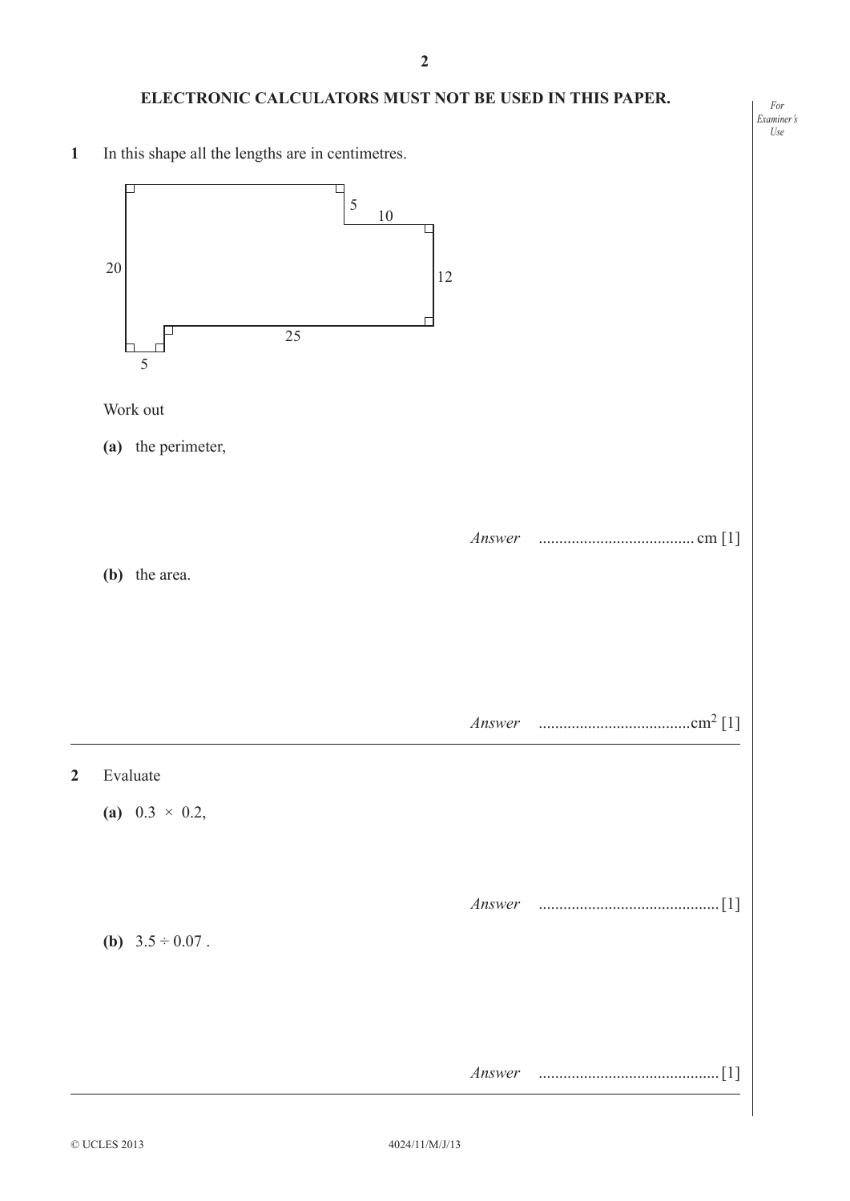**ELECTRONIC CALCULATORS MUST NOT BE USED IN THIS PAPER.**

**1** In this shape all the lengths are in centimetres.

Work out

**(a)** the perimeter,

*Answer* ...................................... cm [1]

**(b)** the area.

*Answer* ......................................$cm^2$ [1]

---

**2** Evaluate

**(a)** $0.3 \times 0.2$,

*Answer* ............................................ [1]

**(b)** $3.5 \div 0.07$ .

*Answer* ............................................ [1]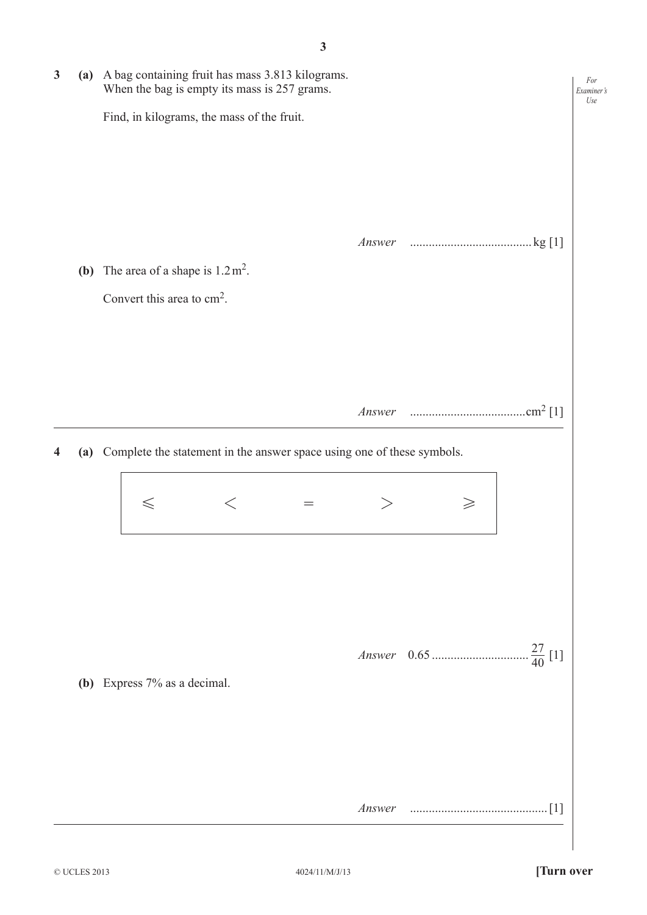**3 (a)** A bag containing fruit has mass 3.813 kilograms.
When the bag is empty its mass is 257 grams.

Find, in kilograms, the mass of the fruit.

*Answer* ....................................... kg [1]

**(b)** The area of a shape is $1.2\,m^2$.

Convert this area to $cm^2$.

*Answer* ..................................... $cm^2$ [1]

---

**4 (a)** Complete the statement in the answer space using one of these symbols.

$$\leqslant \qquad < \qquad = \qquad > \qquad \geqslant$$

*Answer* 0.65 .............................. $\frac{27}{40}$ [1]

**(b)** Express 7% as a decimal.

*Answer* ............................................ [1]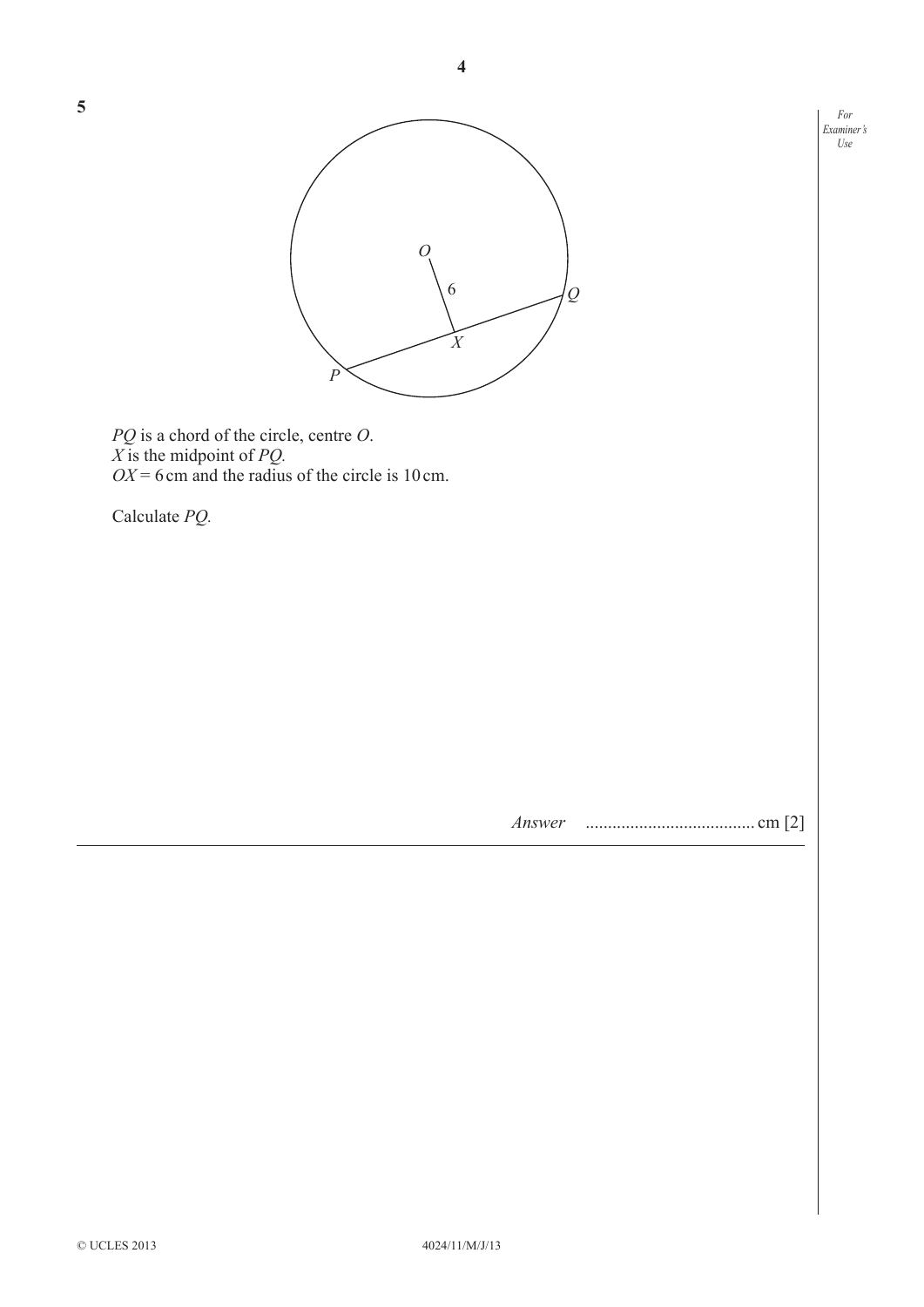**5**

O
6
Q
X
P

$PQ$ is a chord of the circle, centre $O$.
$X$ is the midpoint of $PQ$.
$OX = 6$ cm and the radius of the circle is 10 cm.

Calculate $PQ$.

*Answer* ...................................... cm [2]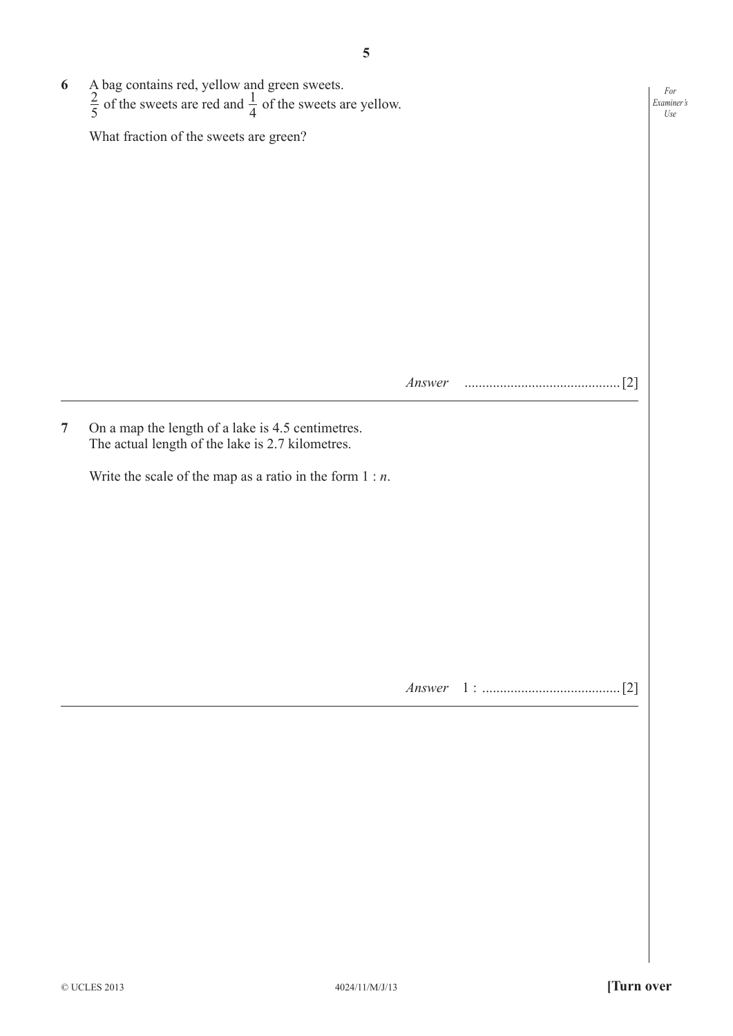**6** A bag contains red, yellow and green sweets.
$\frac{2}{5}$ of the sweets are red and $\frac{1}{4}$ of the sweets are yellow.

What fraction of the sweets are green?

*Answer* ............................................ [2]

---

**7** On a map the length of a lake is 4.5 centimetres.
The actual length of the lake is 2.7 kilometres.

Write the scale of the map as a ratio in the form 1 : $n$.

*Answer* 1 : ....................................... [2]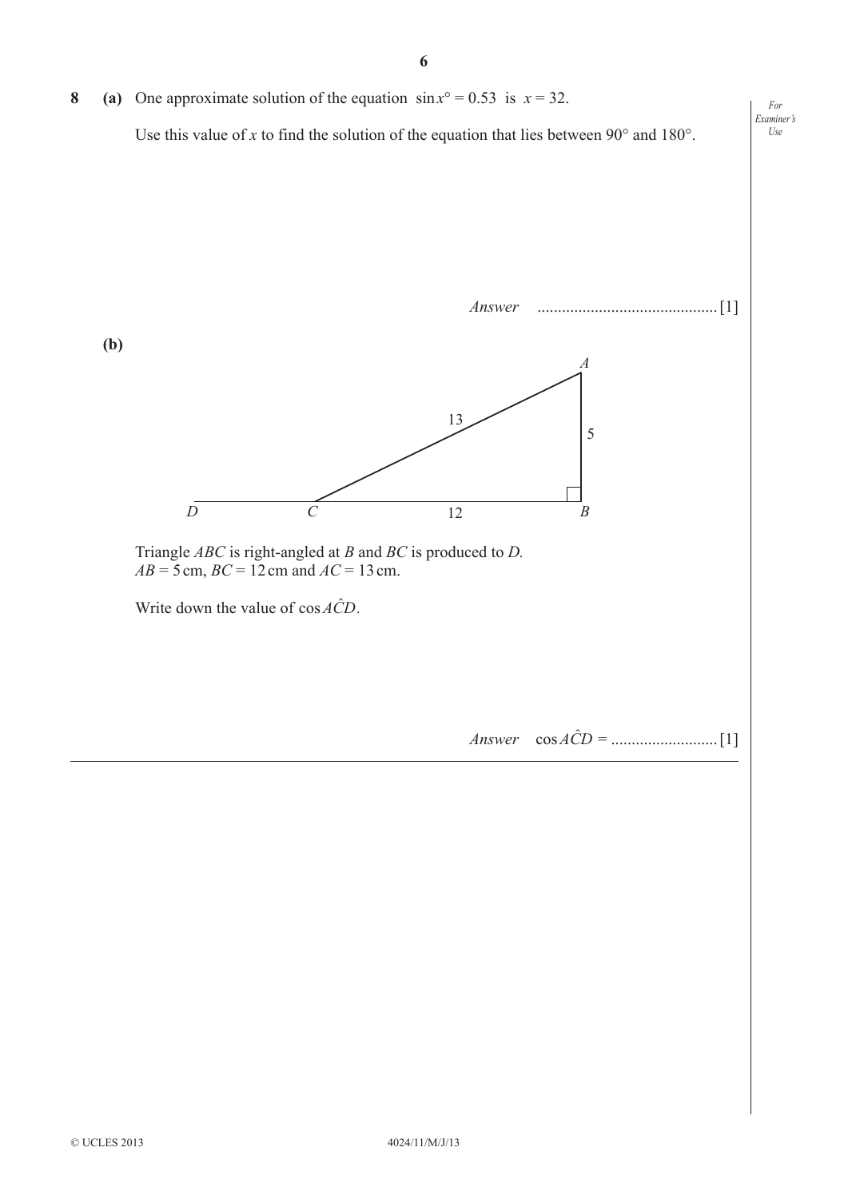**8** **(a)** One approximate solution of the equation $\sin x° = 0.53$ is $x = 32$.

Use this value of $x$ to find the solution of the equation that lies between 90° and 180°.

*Answer* ............................................ [1]

**(b)**

A
13
5
D C 12 B

Triangle $ABC$ is right-angled at $B$ and $BC$ is produced to $D$.
$AB = 5$ cm, $BC = 12$ cm and $AC = 13$ cm.

Write down the value of $\cos A\hat{C}D$.

*Answer* $\cos A\hat{C}D =$ .......................... [1]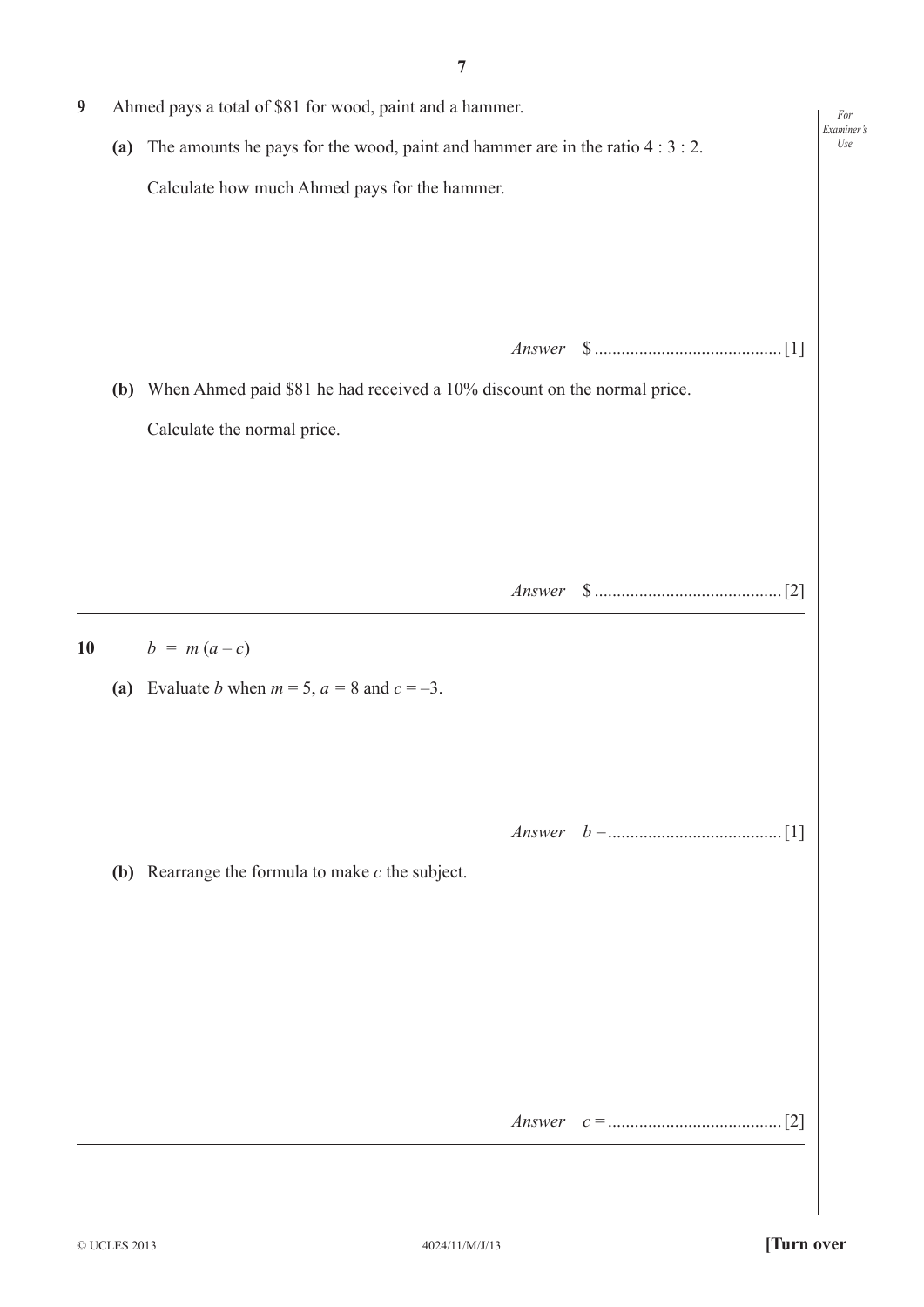**9** Ahmed pays a total of \$81 for wood, paint and a hammer.

**(a)** The amounts he pays for the wood, paint and hammer are in the ratio 4 : 3 : 2.

Calculate how much Ahmed pays for the hammer.

*Answer* \$ .......................................... [1]

**(b)** When Ahmed paid \$81 he had received a 10% discount on the normal price.

Calculate the normal price.

*Answer* \$ .......................................... [2]

---

**10** $b = m(a - c)$

**(a)** Evaluate $b$ when $m = 5$, $a = 8$ and $c = -3$.

*Answer* $b =$ ....................................... [1]

**(b)** Rearrange the formula to make $c$ the subject.

*Answer* $c =$ ....................................... [2]

---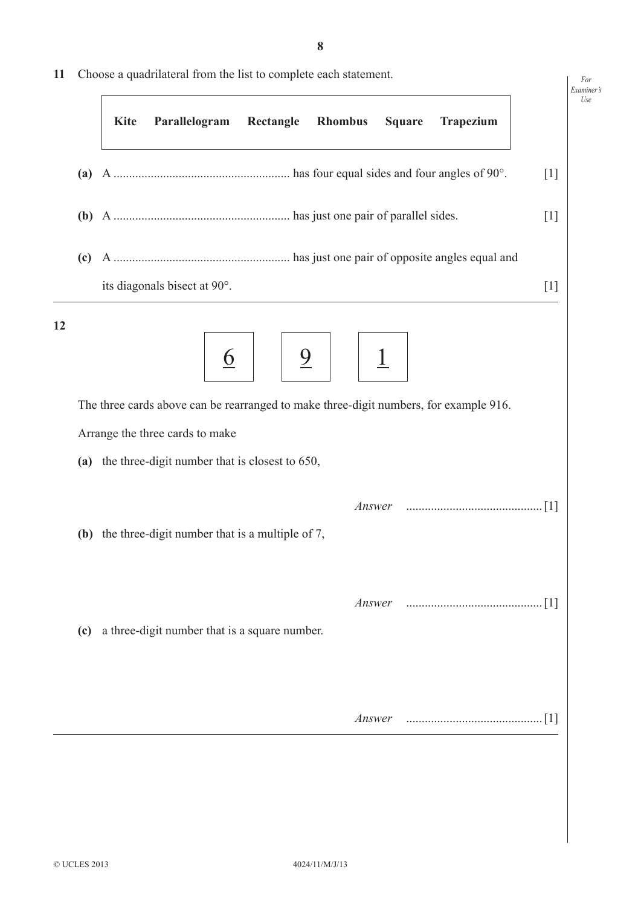**11** Choose a quadrilateral from the list to complete each statement.

| | | | | | |
|---|---|---|---|---|---|
| **Kite** | **Parallelogram** | **Rectangle** | **Rhombus** | **Square** | **Trapezium** |

**(a)** A ........................................................ has four equal sides and four angles of 90°. [1]

**(b)** A ........................................................ has just one pair of parallel sides. [1]

**(c)** A ........................................................ has just one pair of opposite angles equal and its diagonals bisect at 90°. [1]

---

**12**

| | | |
|---|---|---|
| 6 | 9 | 1 |

The three cards above can be rearranged to make three-digit numbers, for example 916.

Arrange the three cards to make

**(a)** the three-digit number that is closest to 650,

*Answer* ............................................ [1]

**(b)** the three-digit number that is a multiple of 7,

*Answer* ............................................ [1]

**(c)** a three-digit number that is a square number.

*Answer* ............................................ [1]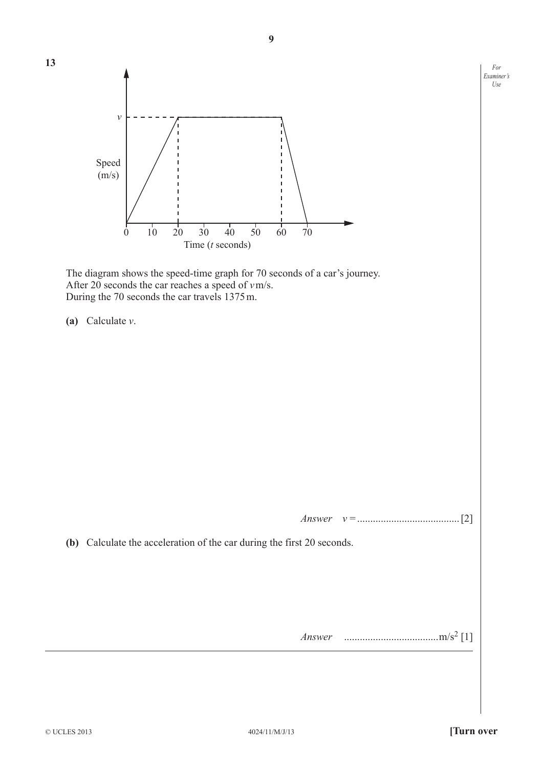**13**

$v$

Speed (m/s)

0 10 20 30 40 50 60 70

Time ($t$ seconds)

The diagram shows the speed-time graph for 70 seconds of a car's journey.
After 20 seconds the car reaches a speed of $v$ m/s.
During the 70 seconds the car travels 1375 m.

**(a)** Calculate $v$.

*Answer* $v$ = ....................................... [2]

**(b)** Calculate the acceleration of the car during the first 20 seconds.

*Answer* .................................... m/s$^2$ [1]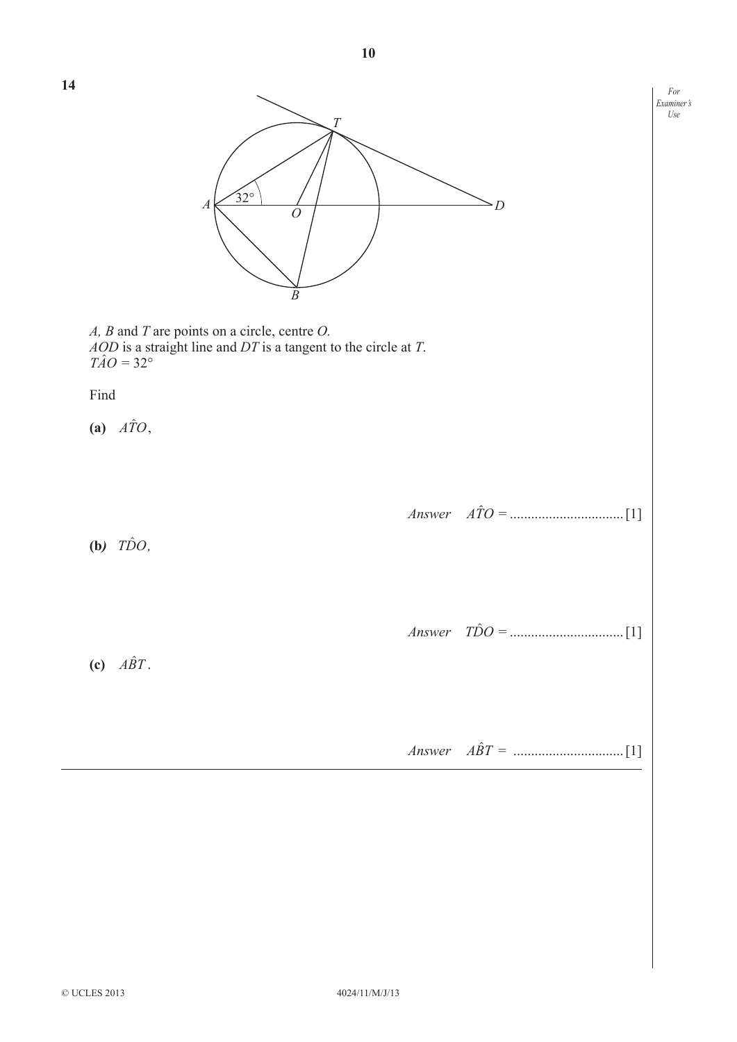**14**

A
32°
O
T
D
B

$A$, $B$ and $T$ are points on a circle, centre $O$.
$AOD$ is a straight line and $DT$ is a tangent to the circle at $T$.
$T\hat{A}O = 32°$

Find

**(a)** $A\hat{T}O$,

*Answer* $A\hat{T}O =$ ................................ [1]

**(b)** $T\hat{D}O$,

*Answer* $T\hat{D}O =$ ................................ [1]

**(c)** $A\hat{B}T$.

*Answer* $A\hat{B}T =$ ................................ [1]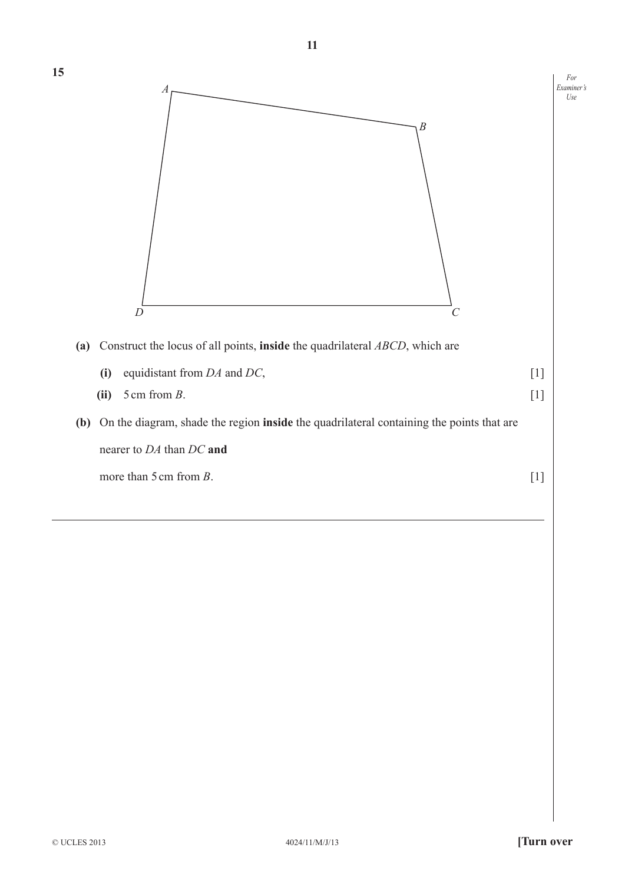**15**

A

B

D

C

**(a)** Construct the locus of all points, **inside** the quadrilateral $ABCD$, which are

**(i)** equidistant from $DA$ and $DC$, [1]

**(ii)** 5 cm from $B$. [1]

**(b)** On the diagram, shade the region **inside** the quadrilateral containing the points that are

nearer to $DA$ than $DC$ **and**

more than 5 cm from $B$. [1]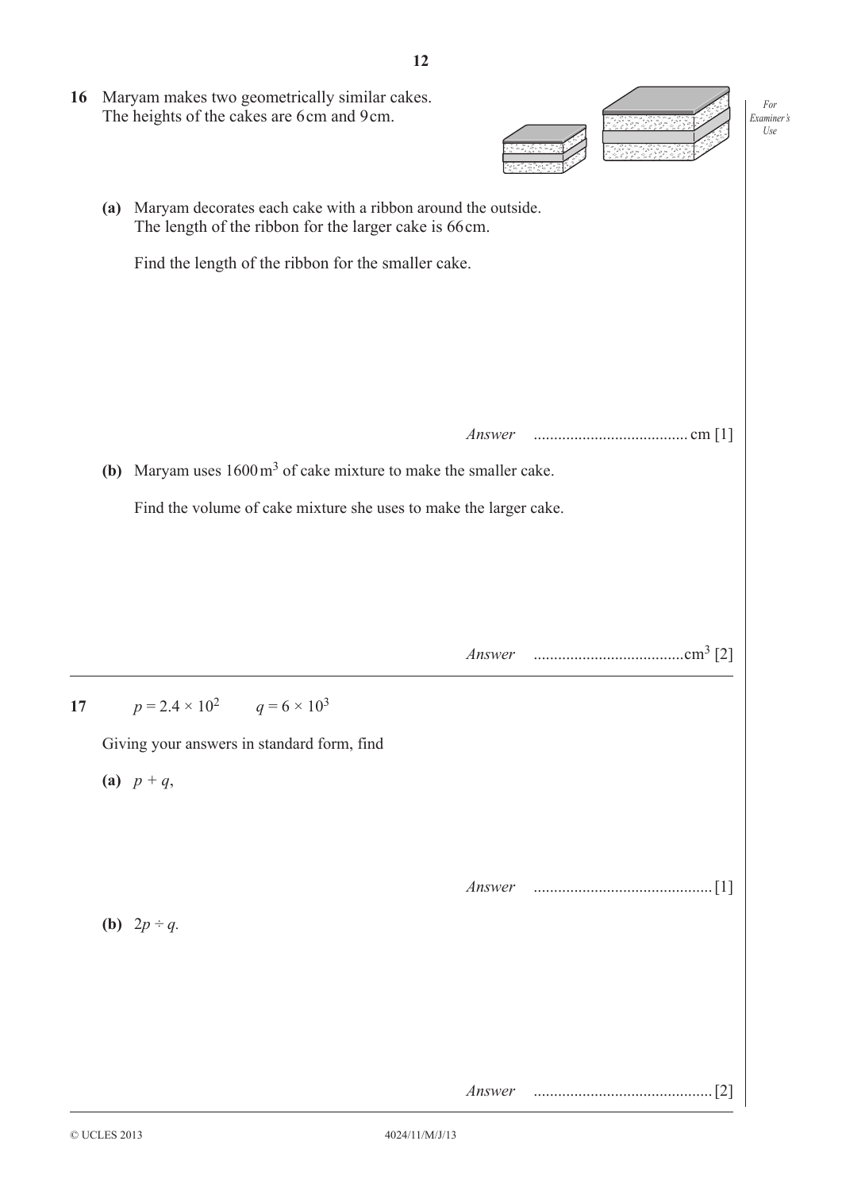**16** Maryam makes two geometrically similar cakes.
The heights of the cakes are 6 cm and 9 cm.

**(a)** Maryam decorates each cake with a ribbon around the outside.
The length of the ribbon for the larger cake is 66 cm.

Find the length of the ribbon for the smaller cake.

*Answer* ...................................... cm [1]

**(b)** Maryam uses $1600\,\text{m}^3$ of cake mixture to make the smaller cake.

Find the volume of cake mixture she uses to make the larger cake.

*Answer* .....................................$\text{cm}^3$ [2]

---

**17** $p = 2.4 \times 10^2 \qquad q = 6 \times 10^3$

Giving your answers in standard form, find

**(a)** $p + q$,

*Answer* ............................................ [1]

**(b)** $2p \div q$.

*Answer* ............................................ [2]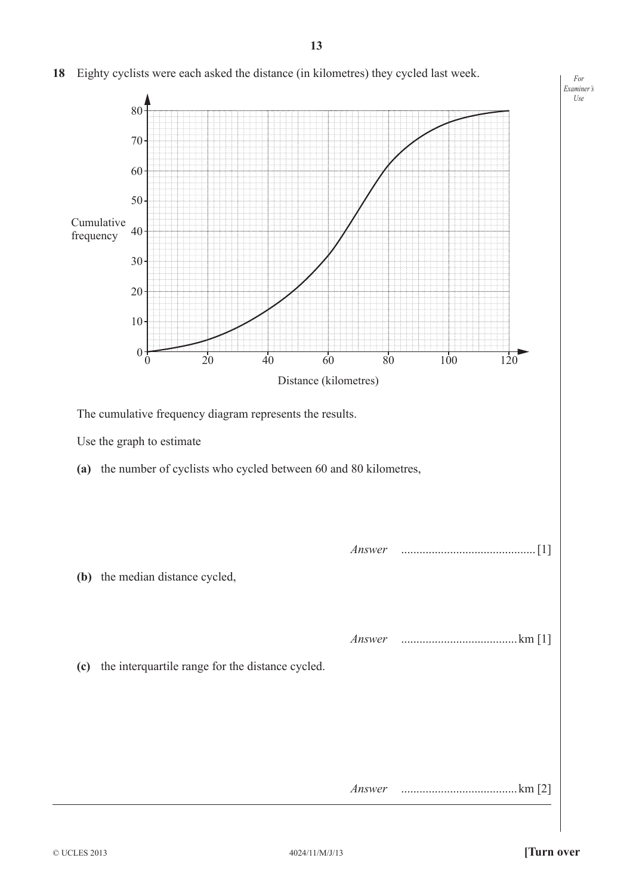**18** Eighty cyclists were each asked the distance (in kilometres) they cycled last week.

Cumulative frequency

0
10
20
30
40
50
60
70
80

0
20
40
60
80
100
120

Distance (kilometres)

The cumulative frequency diagram represents the results.

Use the graph to estimate

**(a)** the number of cyclists who cycled between 60 and 80 kilometres,

*Answer* ........................................... [1]

**(b)** the median distance cycled,

*Answer* ..................................... km [1]

**(c)** the interquartile range for the distance cycled.

*Answer* ..................................... km [2]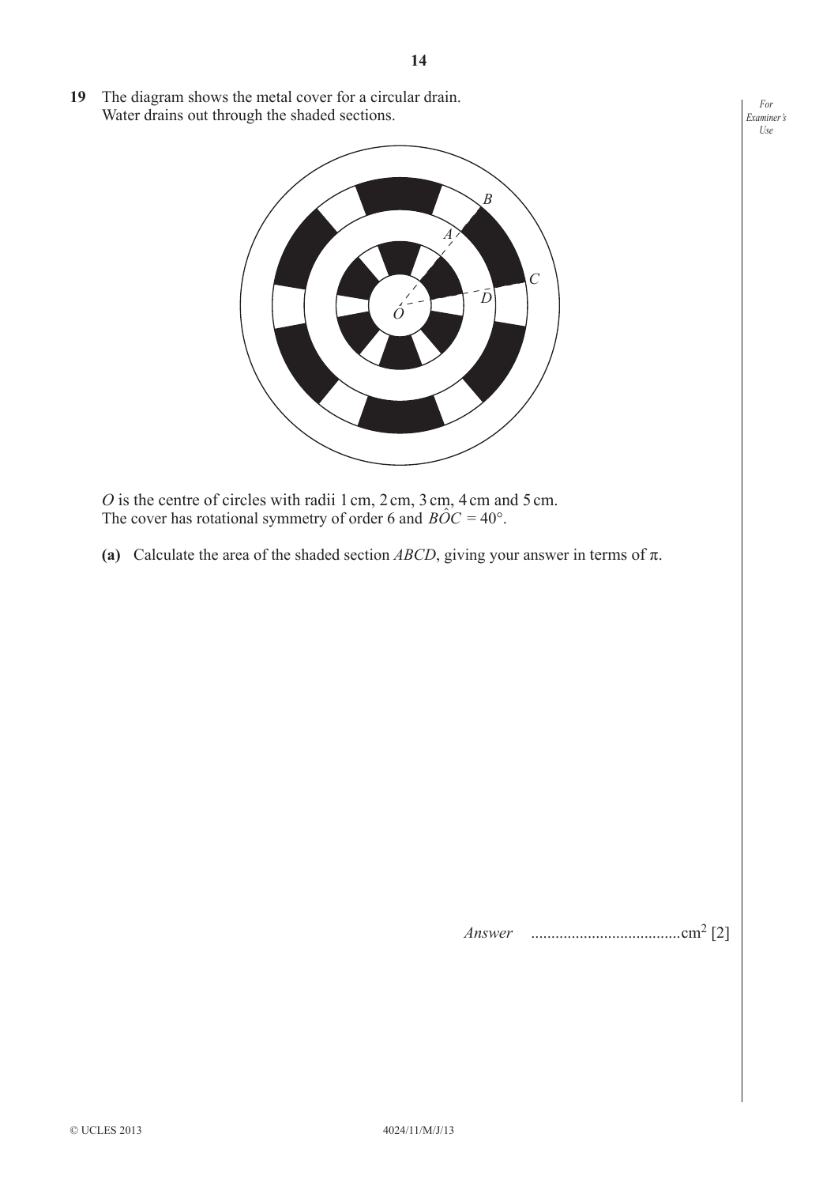**19** The diagram shows the metal cover for a circular drain.
Water drains out through the shaded sections.

$O$ is the centre of circles with radii 1 cm, 2 cm, 3 cm, 4 cm and 5 cm.
The cover has rotational symmetry of order 6 and $B\hat{O}C = 40°$.

**(a)** Calculate the area of the shaded section $ABCD$, giving your answer in terms of π.

*Answer* .....................................cm$^2$ [2]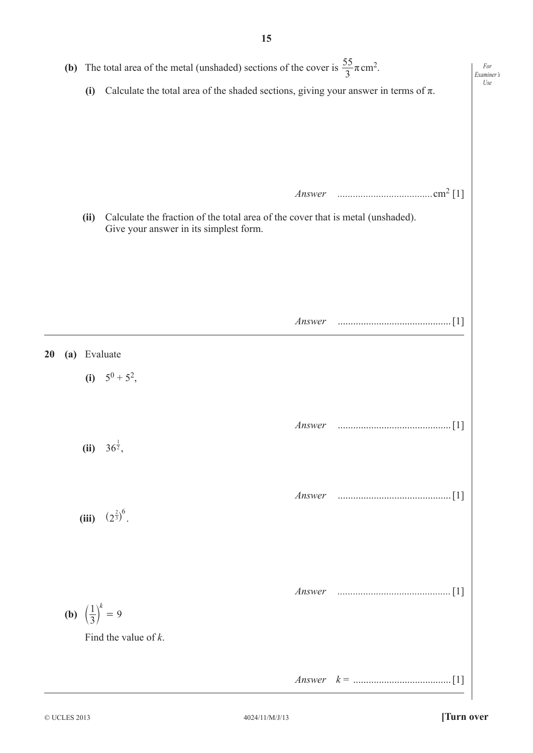**(b)** The total area of the metal (unshaded) sections of the cover is $\frac{55}{3}\pi\,\text{cm}^2$.

**(i)** Calculate the total area of the shaded sections, giving your answer in terms of $\pi$.

*Answer* .................................... $\text{cm}^2$ [1]

**(ii)** Calculate the fraction of the total area of the cover that is metal (unshaded).
Give your answer in its simplest form.

*Answer* ............................................ [1]

---

**20 (a)** Evaluate

**(i)** $5^0 + 5^2$,

*Answer* ............................................ [1]

**(ii)** $36^{\frac{1}{2}}$,

*Answer* ............................................ [1]

**(iii)** $\left(2^{\frac{2}{3}}\right)^6$.

*Answer* ............................................ [1]

**(b)** $\left(\frac{1}{3}\right)^k = 9$

Find the value of $k$.

*Answer* $k =$ ...................................... [1]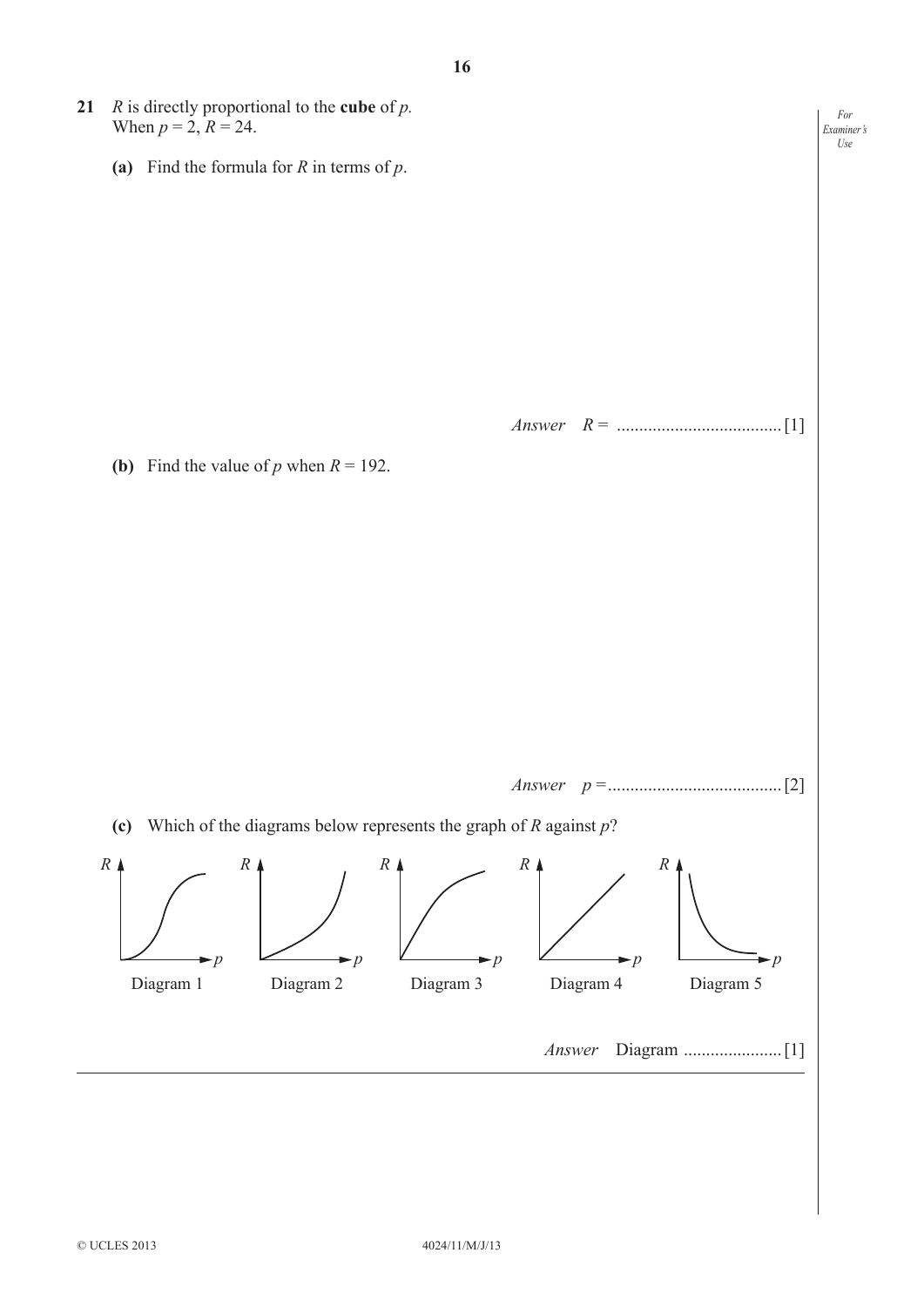**21** $R$ is directly proportional to the **cube** of $p$.
When $p = 2$, $R = 24$.

**(a)** Find the formula for $R$ in terms of $p$.

*Answer* $R =$ .................................... [1]

**(b)** Find the value of $p$ when $R = 192$.

*Answer* $p =$ .................................... [2]

**(c)** Which of the diagrams below represents the graph of $R$ against $p$?

R
p
Diagram 1

R
p
Diagram 2

R
p
Diagram 3

R
p
Diagram 4

R
p
Diagram 5

*Answer* Diagram ...................... [1]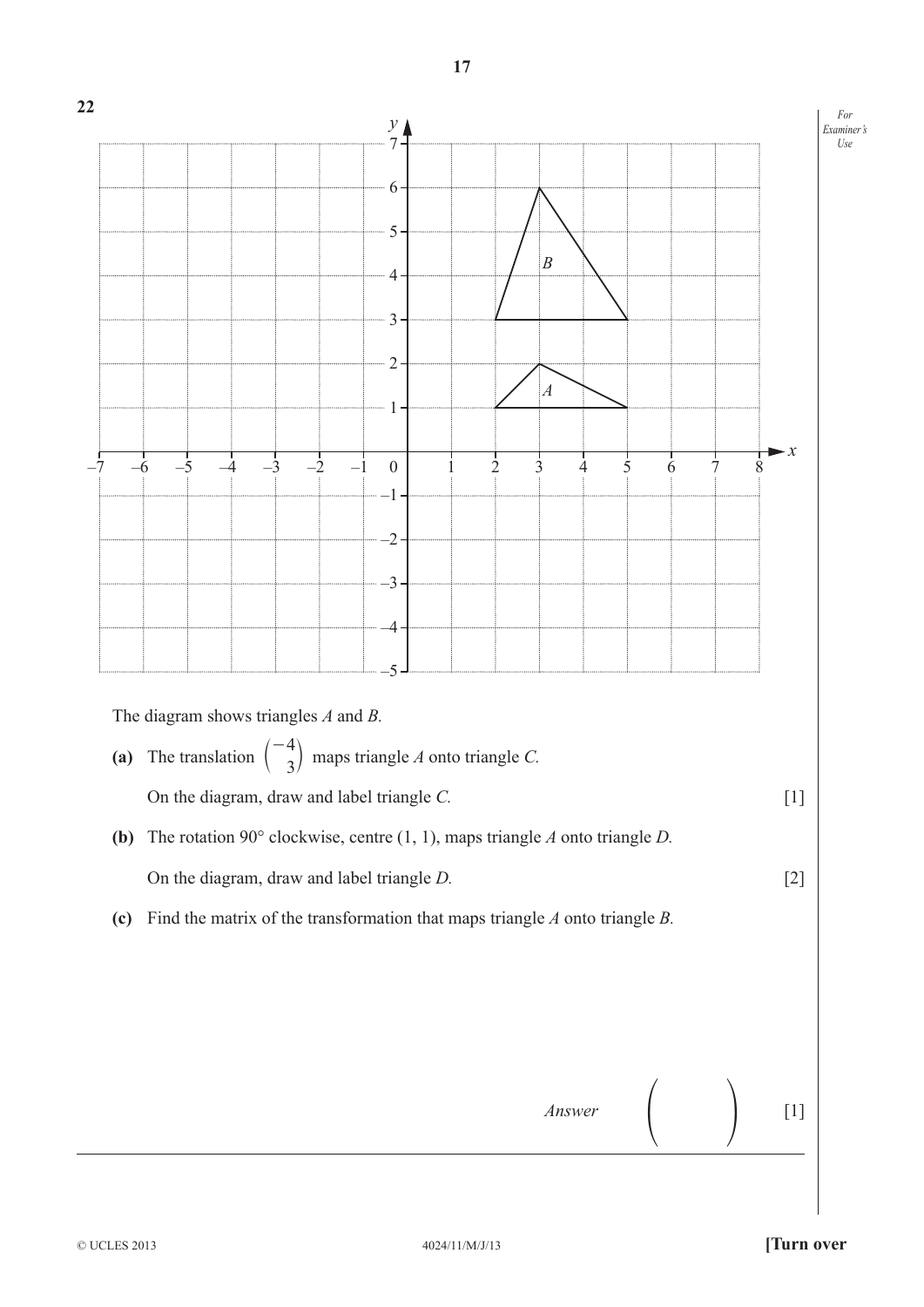**22**

*y*

7
6
5
4
3
2
1
0
–1
–2
–3
–4
–5

–7 –6 –5 –4 –3 –2 –1 0 1 2 3 4 5 6 7 8 *x*

*B*

*A*

The diagram shows triangles *A* and *B*.

**(a)** The translation $\begin{pmatrix} -4 \\ 3 \end{pmatrix}$ maps triangle *A* onto triangle *C*.

On the diagram, draw and label triangle *C*. [1]

**(b)** The rotation 90° clockwise, centre (1, 1), maps triangle *A* onto triangle *D*.

On the diagram, draw and label triangle *D*. [2]

**(c)** Find the matrix of the transformation that maps triangle *A* onto triangle *B*.

*Answer* $\begin{pmatrix} & \\ & \end{pmatrix}$ [1]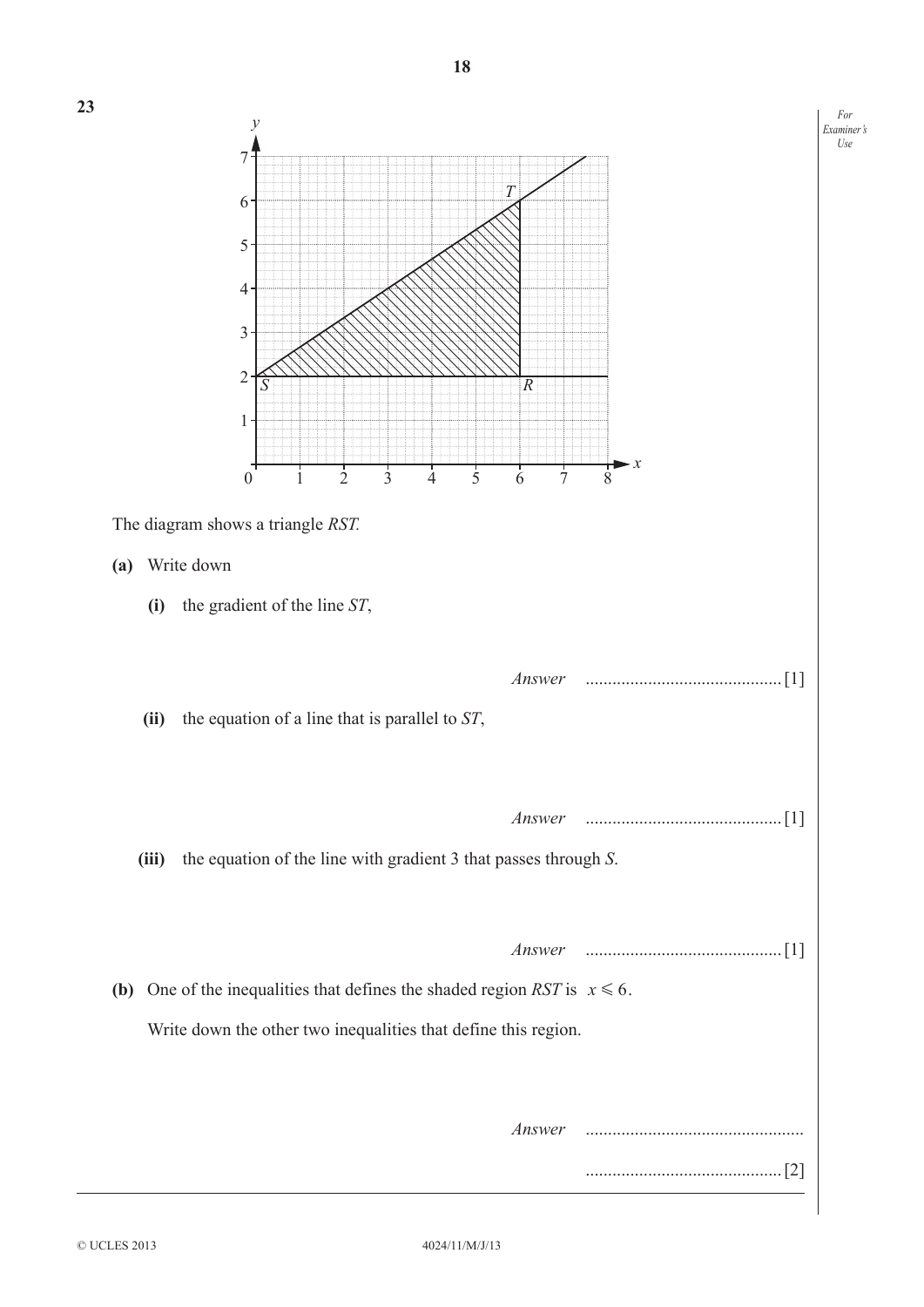**23**

y

7
6
5
4
3
2
1
0

T

S

R

0 1 2 3 4 5 6 7 8 x

The diagram shows a triangle *RST*.

**(a)** Write down

**(i)** the gradient of the line *ST*,

*Answer* ........................................... [1]

**(ii)** the equation of a line that is parallel to *ST*,

*Answer* ........................................... [1]

**(iii)** the equation of the line with gradient 3 that passes through *S*.

*Answer* ........................................... [1]

**(b)** One of the inequalities that defines the shaded region *RST* is $x \leqslant 6$.

Write down the other two inequalities that define this region.

*Answer* ................................................

........................................... [2]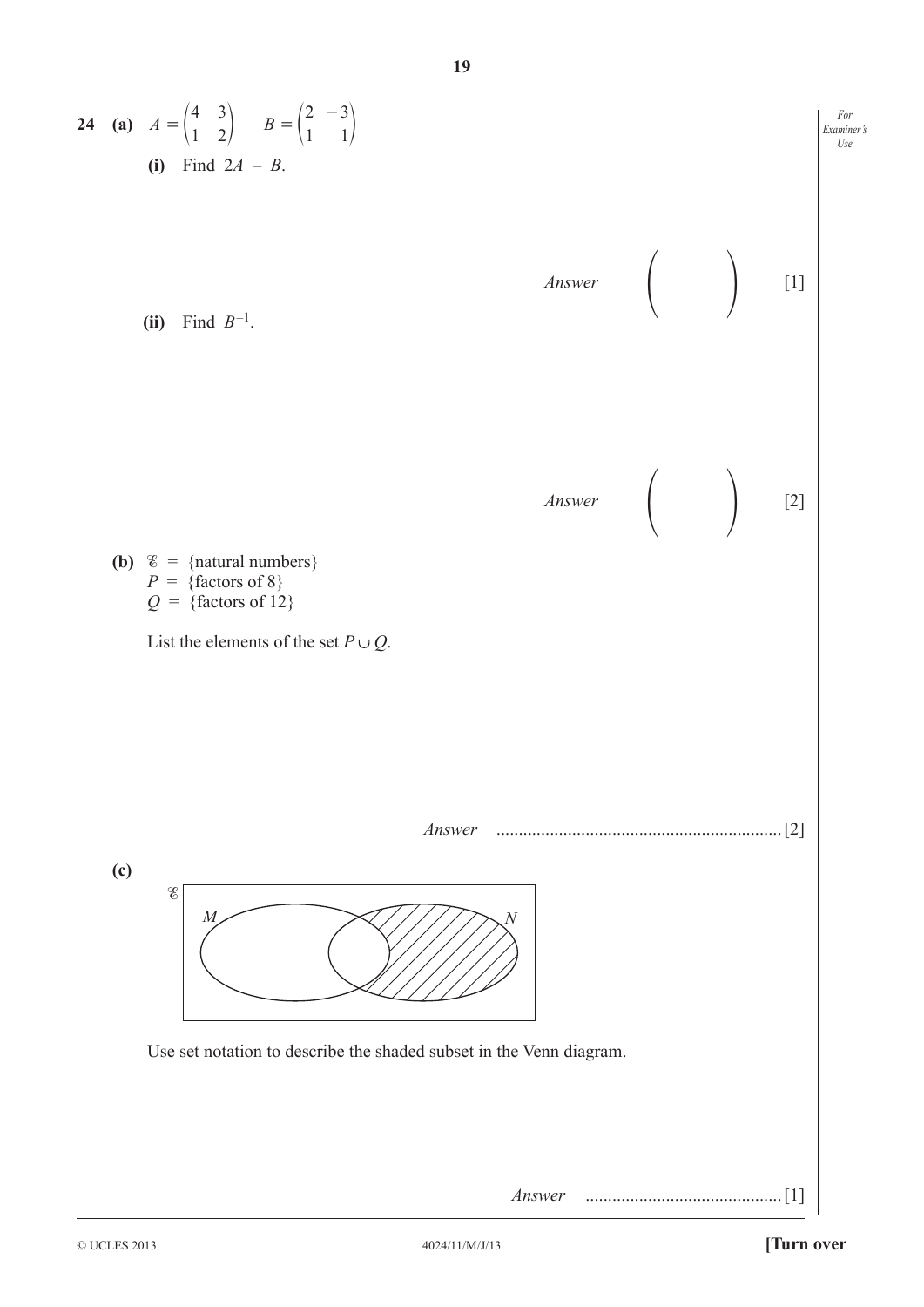**24** **(a)** $A = \begin{pmatrix} 4 & 3 \\ 1 & 2 \end{pmatrix}$ $B = \begin{pmatrix} 2 & -3 \\ 1 & 1 \end{pmatrix}$

**(i)** Find $2A - B$.

*Answer* $\begin{pmatrix} & \\ & \end{pmatrix}$ [1]

**(ii)** Find $B^{-1}$.

*Answer* $\begin{pmatrix} & \\ & \end{pmatrix}$ [2]

**(b)** $\mathscr{E}$ = {natural numbers}
$P$ = {factors of 8}
$Q$ = {factors of 12}

List the elements of the set $P \cup Q$.

*Answer* ................................................................ [2]

**(c)**

$\mathscr{E}$

$M$

$N$

Use set notation to describe the shaded subset in the Venn diagram.

*Answer* ............................................ [1]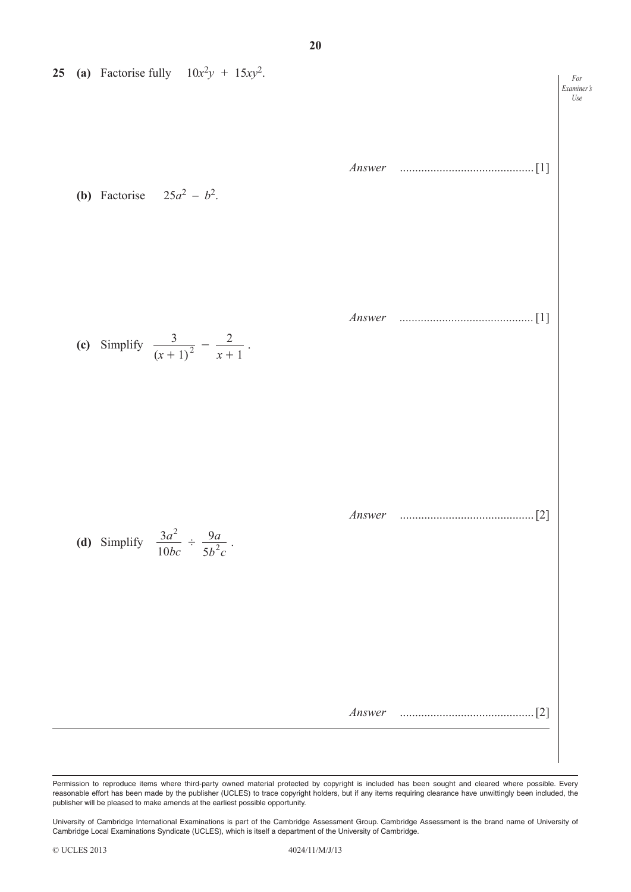**25** **(a)** Factorise fully $10x^2y + 15xy^2$.

*Answer* ........................................... [1]

**(b)** Factorise $25a^2 - b^2$.

*Answer* ........................................... [1]

**(c)** Simplify $\dfrac{3}{(x+1)^2} - \dfrac{2}{x+1}$.

*Answer* ........................................... [2]

**(d)** Simplify $\dfrac{3a^2}{10bc} \div \dfrac{9a}{5b^2c}$.

*Answer* ........................................... [2]

Permission to reproduce items where third-party owned material protected by copyright is included has been sought and cleared where possible. Every reasonable effort has been made by the publisher (UCLES) to trace copyright holders, but if any items requiring clearance have unwittingly been included, the publisher will be pleased to make amends at the earliest possible opportunity.

University of Cambridge International Examinations is part of the Cambridge Assessment Group. Cambridge Assessment is the brand name of University of Cambridge Local Examinations Syndicate (UCLES), which is itself a department of the University of Cambridge.